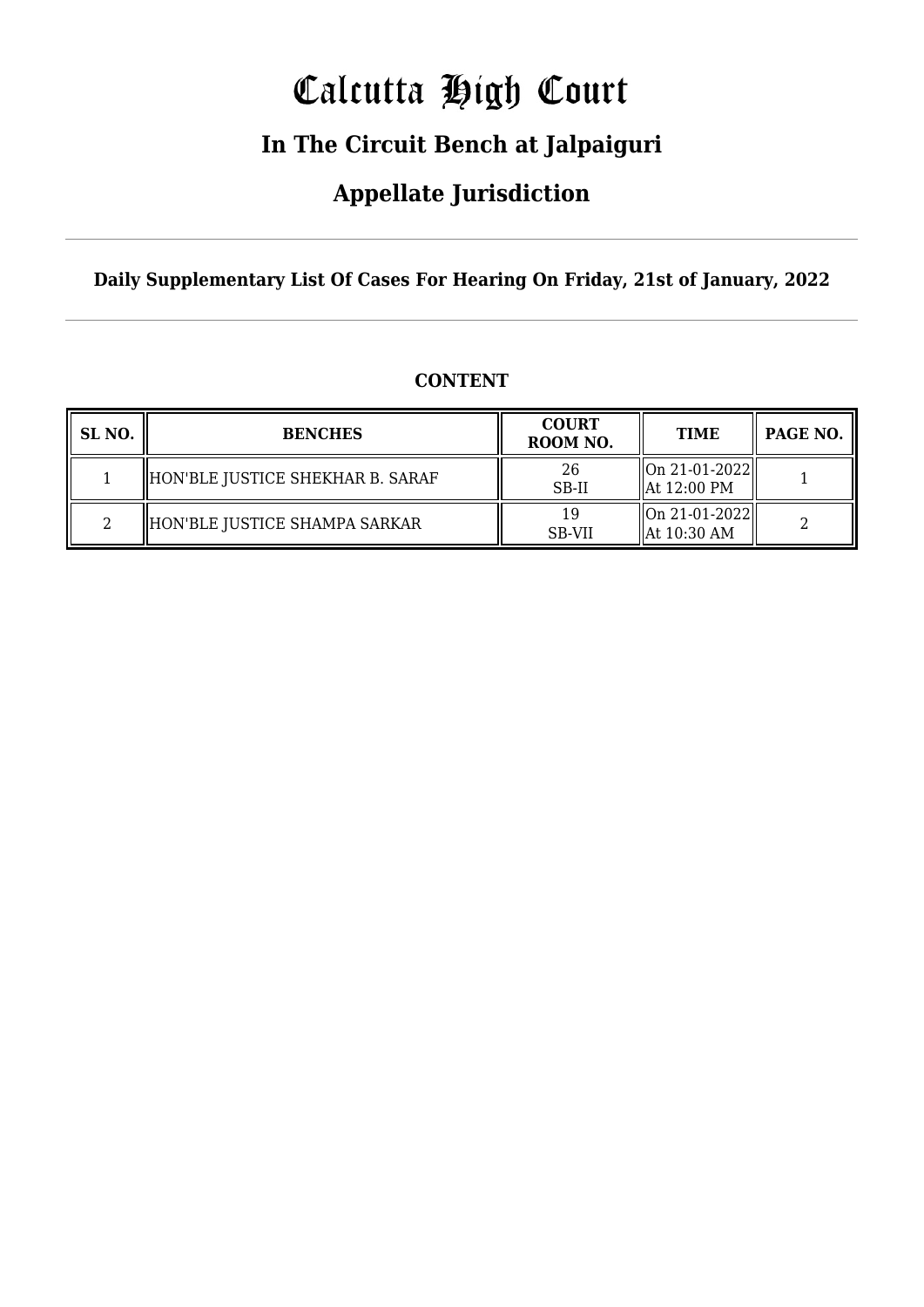# Calcutta High Court

## In The Circuit Bench at Jalpaiguri

## Appellate Jurisdiction

**Daily Supplementary List Of Cases For Hearing On Friday, 21st of January, 2022**

**CONTENT**

| SL NO. | BENCHES | COURT ROOM NO. | TIME | PAGE NO. |
|---|---|---|---|---|
| 1 | HON'BLE JUSTICE SHEKHAR B. SARAF | 26 SB-II | On 21-01-2022 At 12:00 PM | 1 |
| 2 | HON'BLE JUSTICE SHAMPA SARKAR | 19 SB-VII | On 21-01-2022 At 10:30 AM | 2 |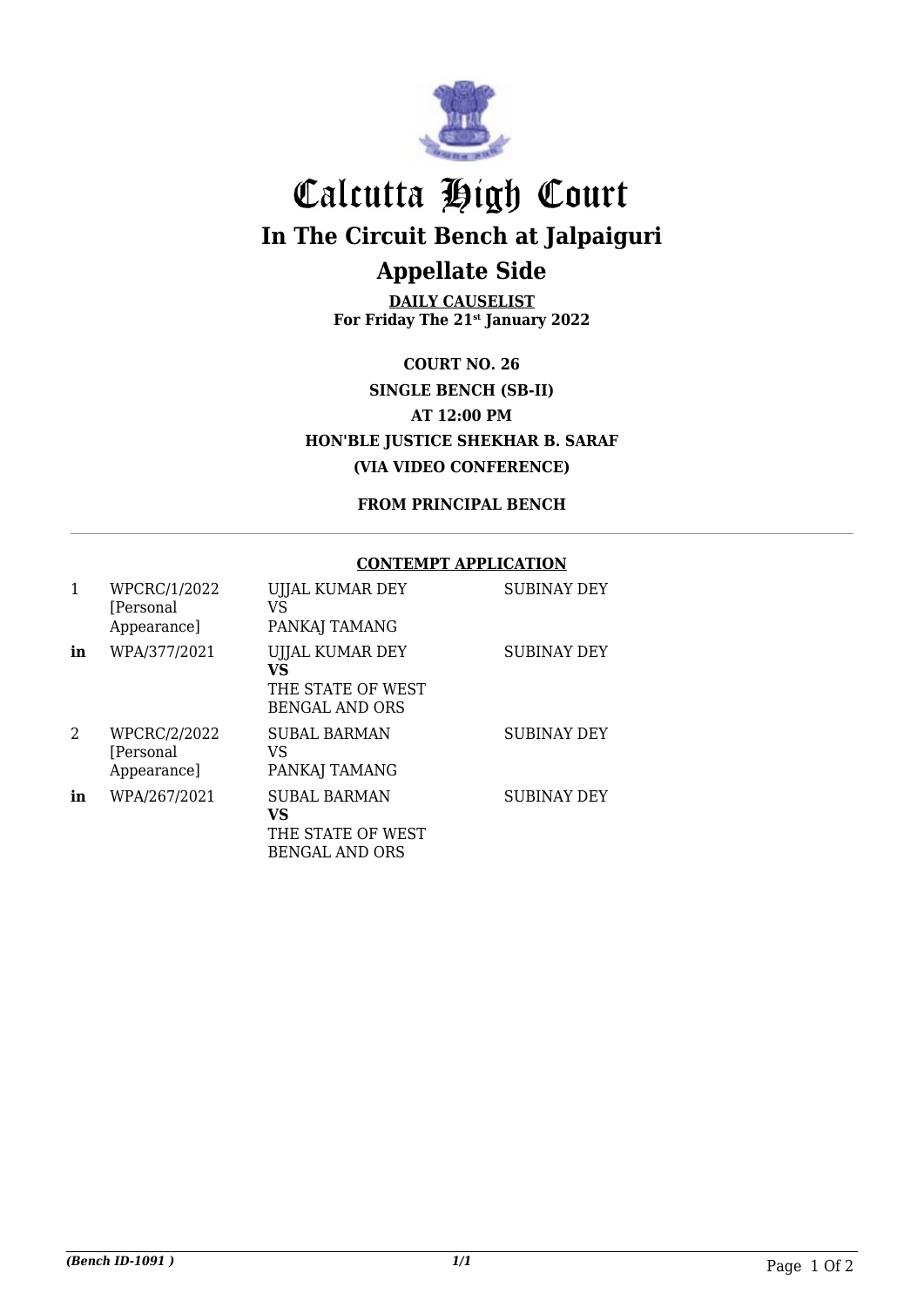# Calcutta High Court

## In The Circuit Bench at Jalpaiguri

## Appellate Side

**DAILY CAUSELIST**
**For Friday The 21st January 2022**

**COURT NO. 26**
**SINGLE BENCH (SB-II)**
**AT 12:00 PM**
**HON'BLE JUSTICE SHEKHAR B. SARAF**
**(VIA VIDEO CONFERENCE)**

**FROM PRINCIPAL BENCH**

**CONTEMPT APPLICATION**

| | | | |
|---|---|---|---|
| 1 | WPCRC/1/2022 [Personal Appearance] | UJJAL KUMAR DEY VS PANKAJ TAMANG | SUBINAY DEY |
| **in** | WPA/377/2021 | UJJAL KUMAR DEY **VS** THE STATE OF WEST BENGAL AND ORS | SUBINAY DEY |
| 2 | WPCRC/2/2022 [Personal Appearance] | SUBAL BARMAN VS PANKAJ TAMANG | SUBINAY DEY |
| **in** | WPA/267/2021 | SUBAL BARMAN **VS** THE STATE OF WEST BENGAL AND ORS | SUBINAY DEY |

*(Bench ID-1091 )* *1/1*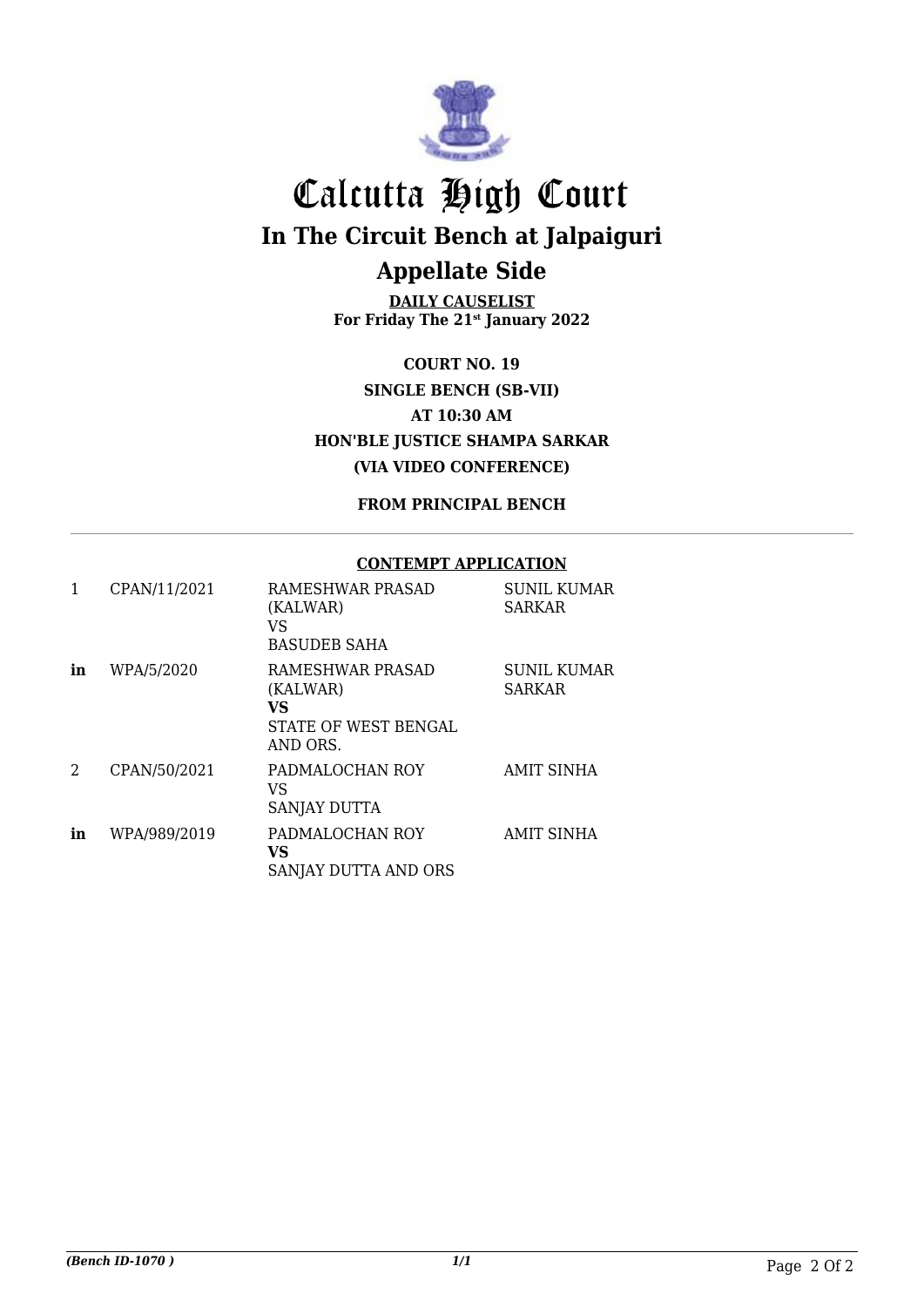# Calcutta High Court

## In The Circuit Bench at Jalpaiguri

## Appellate Side

**DAILY CAUSELIST**
**For Friday The 21st January 2022**

**COURT NO. 19**
**SINGLE BENCH (SB-VII)**
**AT 10:30 AM**
**HON'BLE JUSTICE SHAMPA SARKAR**
**(VIA VIDEO CONFERENCE)**

**FROM PRINCIPAL BENCH**

---

**CONTEMPT APPLICATION**

| | | | |
|---|---|---|---|
| 1 | CPAN/11/2021 | RAMESHWAR PRASAD (KALWAR) VS BASUDEB SAHA | SUNIL KUMAR SARKAR |
| **in** | WPA/5/2020 | RAMESHWAR PRASAD (KALWAR) **VS** STATE OF WEST BENGAL AND ORS. | SUNIL KUMAR SARKAR |
| 2 | CPAN/50/2021 | PADMALOCHAN ROY VS SANJAY DUTTA | AMIT SINHA |
| **in** | WPA/989/2019 | PADMALOCHAN ROY **VS** SANJAY DUTTA AND ORS | AMIT SINHA |

*(Bench ID-1070 )* *1/1*